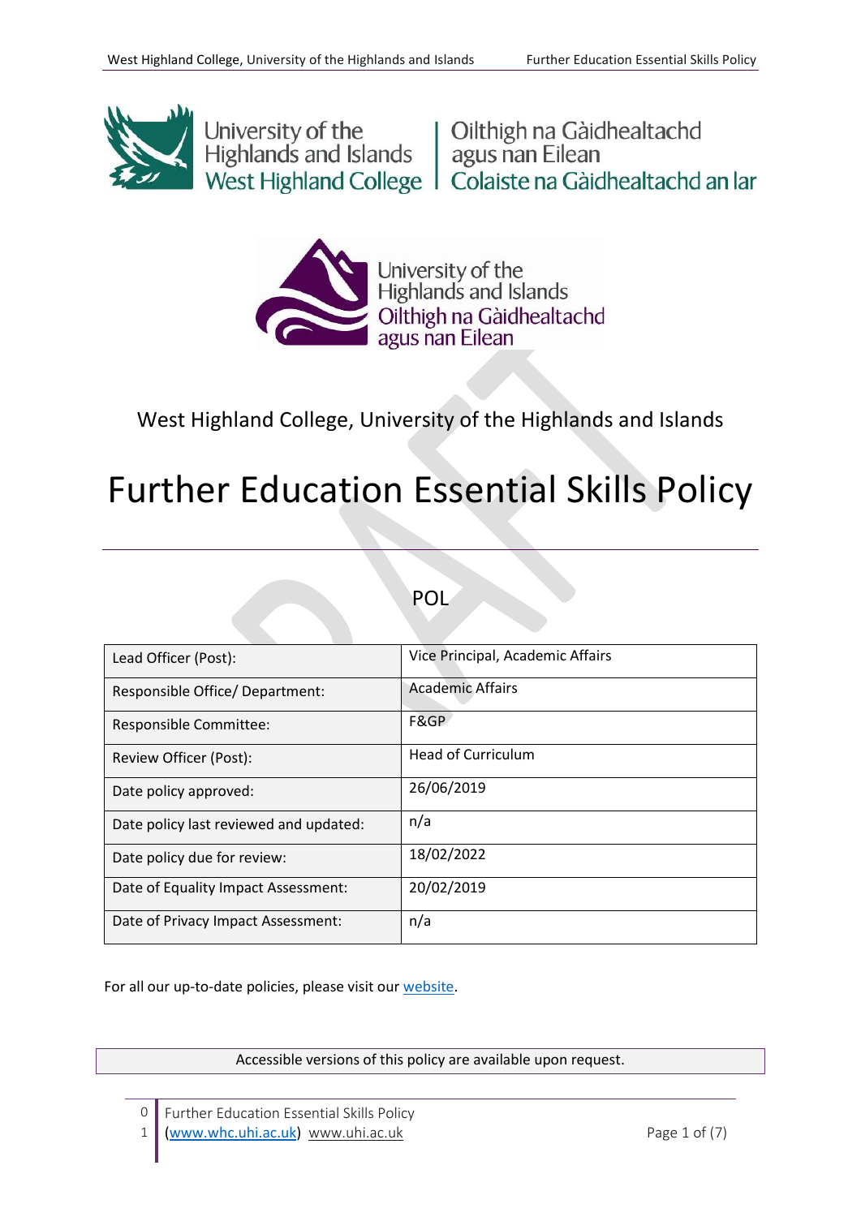University of the Highlands and Islands West Highland College | Oilthigh na Gàidhealtachd agus nan Eilean Colaiste na Gàidhealtachd an Iar

University of the Highlands and Islands Oilthigh na Gàidhealtachd agus nan Eilean

West Highland College, University of the Highlands and Islands

# Further Education Essential Skills Policy

POL

| Lead Officer (Post): | Vice Principal, Academic Affairs |
|---|---|
| Responsible Office/ Department: | Academic Affairs |
| Responsible Committee: | F&GP |
| Review Officer (Post): | Head of Curriculum |
| Date policy approved: | 26/06/2019 |
| Date policy last reviewed and updated: | n/a |
| Date policy due for review: | 18/02/2022 |
| Date of Equality Impact Assessment: | 20/02/2019 |
| Date of Privacy Impact Assessment: | n/a |

For all our up-to-date policies, please visit our website.

Accessible versions of this policy are available upon request.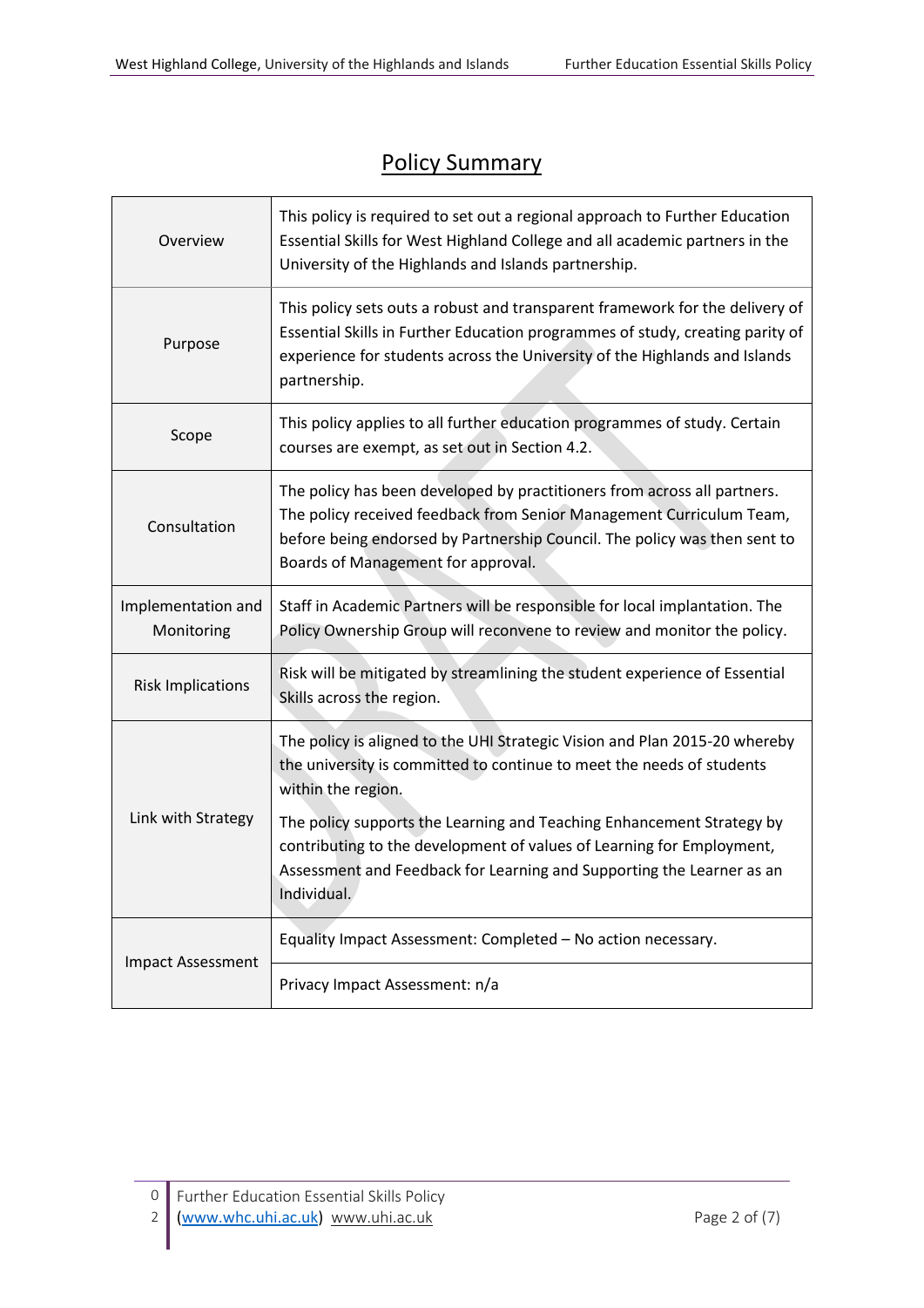# Policy Summary

| | |
|---|---|
| Overview | This policy is required to set out a regional approach to Further Education Essential Skills for West Highland College and all academic partners in the University of the Highlands and Islands partnership. |
| Purpose | This policy sets outs a robust and transparent framework for the delivery of Essential Skills in Further Education programmes of study, creating parity of experience for students across the University of the Highlands and Islands partnership. |
| Scope | This policy applies to all further education programmes of study. Certain courses are exempt, as set out in Section 4.2. |
| Consultation | The policy has been developed by practitioners from across all partners. The policy received feedback from Senior Management Curriculum Team, before being endorsed by Partnership Council. The policy was then sent to Boards of Management for approval. |
| Implementation and Monitoring | Staff in Academic Partners will be responsible for local implantation. The Policy Ownership Group will reconvene to review and monitor the policy. |
| Risk Implications | Risk will be mitigated by streamlining the student experience of Essential Skills across the region. |
| Link with Strategy | The policy is aligned to the UHI Strategic Vision and Plan 2015-20 whereby the university is committed to continue to meet the needs of students within the region.<br><br>The policy supports the Learning and Teaching Enhancement Strategy by contributing to the development of values of Learning for Employment, Assessment and Feedback for Learning and Supporting the Learner as an Individual. |
| Impact Assessment | Equality Impact Assessment: Completed – No action necessary. |
| | Privacy Impact Assessment: n/a |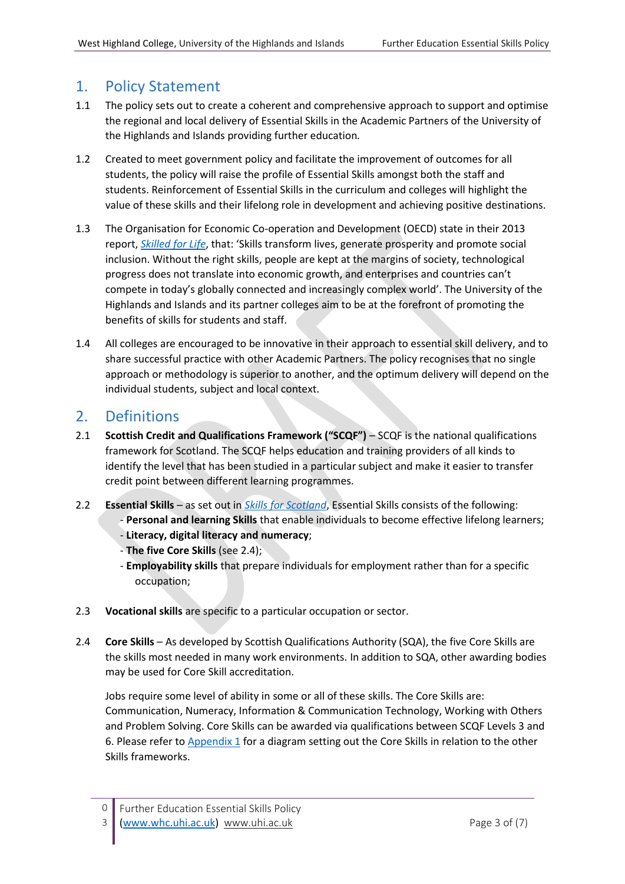## 1. Policy Statement

1.1 The policy sets out to create a coherent and comprehensive approach to support and optimise the regional and local delivery of Essential Skills in the Academic Partners of the University of the Highlands and Islands providing further education.

1.2 Created to meet government policy and facilitate the improvement of outcomes for all students, the policy will raise the profile of Essential Skills amongst both the staff and students. Reinforcement of Essential Skills in the curriculum and colleges will highlight the value of these skills and their lifelong role in development and achieving positive destinations.

1.3 The Organisation for Economic Co-operation and Development (OECD) state in their 2013 report, *Skilled for Life*, that: 'Skills transform lives, generate prosperity and promote social inclusion. Without the right skills, people are kept at the margins of society, technological progress does not translate into economic growth, and enterprises and countries can't compete in today's globally connected and increasingly complex world'. The University of the Highlands and Islands and its partner colleges aim to be at the forefront of promoting the benefits of skills for students and staff.

1.4 All colleges are encouraged to be innovative in their approach to essential skill delivery, and to share successful practice with other Academic Partners. The policy recognises that no single approach or methodology is superior to another, and the optimum delivery will depend on the individual students, subject and local context.

## 2. Definitions

2.1 **Scottish Credit and Qualifications Framework ("SCQF")** – SCQF is the national qualifications framework for Scotland. The SCQF helps education and training providers of all kinds to identify the level that has been studied in a particular subject and make it easier to transfer credit point between different learning programmes.

2.2 **Essential Skills** – as set out in *Skills for Scotland*, Essential Skills consists of the following:
- **Personal and learning Skills** that enable individuals to become effective lifelong learners;
- **Literacy, digital literacy and numeracy**;
- **The five Core Skills** (see 2.4);
- **Employability skills** that prepare individuals for employment rather than for a specific occupation;

2.3 **Vocational skills** are specific to a particular occupation or sector.

2.4 **Core Skills** – As developed by Scottish Qualifications Authority (SQA), the five Core Skills are the skills most needed in many work environments. In addition to SQA, other awarding bodies may be used for Core Skill accreditation.

Jobs require some level of ability in some or all of these skills. The Core Skills are: Communication, Numeracy, Information & Communication Technology, Working with Others and Problem Solving. Core Skills can be awarded via qualifications between SCQF Levels 3 and 6. Please refer to Appendix 1 for a diagram setting out the Core Skills in relation to the other Skills frameworks.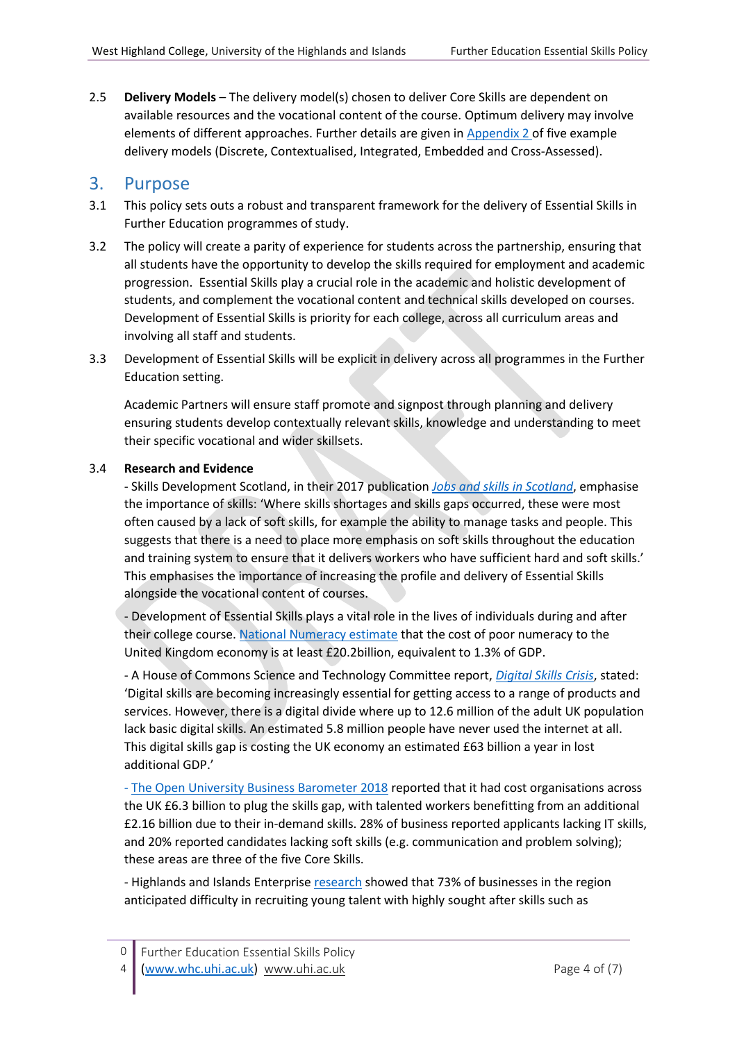2.5 **Delivery Models** – The delivery model(s) chosen to deliver Core Skills are dependent on available resources and the vocational content of the course. Optimum delivery may involve elements of different approaches. Further details are given in Appendix 2 of five example delivery models (Discrete, Contextualised, Integrated, Embedded and Cross-Assessed).

## 3. Purpose

3.1 This policy sets outs a robust and transparent framework for the delivery of Essential Skills in Further Education programmes of study.

3.2 The policy will create a parity of experience for students across the partnership, ensuring that all students have the opportunity to develop the skills required for employment and academic progression. Essential Skills play a crucial role in the academic and holistic development of students, and complement the vocational content and technical skills developed on courses. Development of Essential Skills is priority for each college, across all curriculum areas and involving all staff and students.

3.3 Development of Essential Skills will be explicit in delivery across all programmes in the Further Education setting.

Academic Partners will ensure staff promote and signpost through planning and delivery ensuring students develop contextually relevant skills, knowledge and understanding to meet their specific vocational and wider skillsets.

3.4 **Research and Evidence**

- Skills Development Scotland, in their 2017 publication *Jobs and skills in Scotland*, emphasise the importance of skills: 'Where skills shortages and skills gaps occurred, these were most often caused by a lack of soft skills, for example the ability to manage tasks and people. This suggests that there is a need to place more emphasis on soft skills throughout the education and training system to ensure that it delivers workers who have sufficient hard and soft skills.' This emphasises the importance of increasing the profile and delivery of Essential Skills alongside the vocational content of courses.

- Development of Essential Skills plays a vital role in the lives of individuals during and after their college course. National Numeracy estimate that the cost of poor numeracy to the United Kingdom economy is at least £20.2billion, equivalent to 1.3% of GDP.

- A House of Commons Science and Technology Committee report, *Digital Skills Crisis*, stated: 'Digital skills are becoming increasingly essential for getting access to a range of products and services. However, there is a digital divide where up to 12.6 million of the adult UK population lack basic digital skills. An estimated 5.8 million people have never used the internet at all. This digital skills gap is costing the UK economy an estimated £63 billion a year in lost additional GDP.'

- The Open University Business Barometer 2018 reported that it had cost organisations across the UK £6.3 billion to plug the skills gap, with talented workers benefitting from an additional £2.16 billion due to their in-demand skills. 28% of business reported applicants lacking IT skills, and 20% reported candidates lacking soft skills (e.g. communication and problem solving); these areas are three of the five Core Skills.

- Highlands and Islands Enterprise research showed that 73% of businesses in the region anticipated difficulty in recruiting young talent with highly sought after skills such as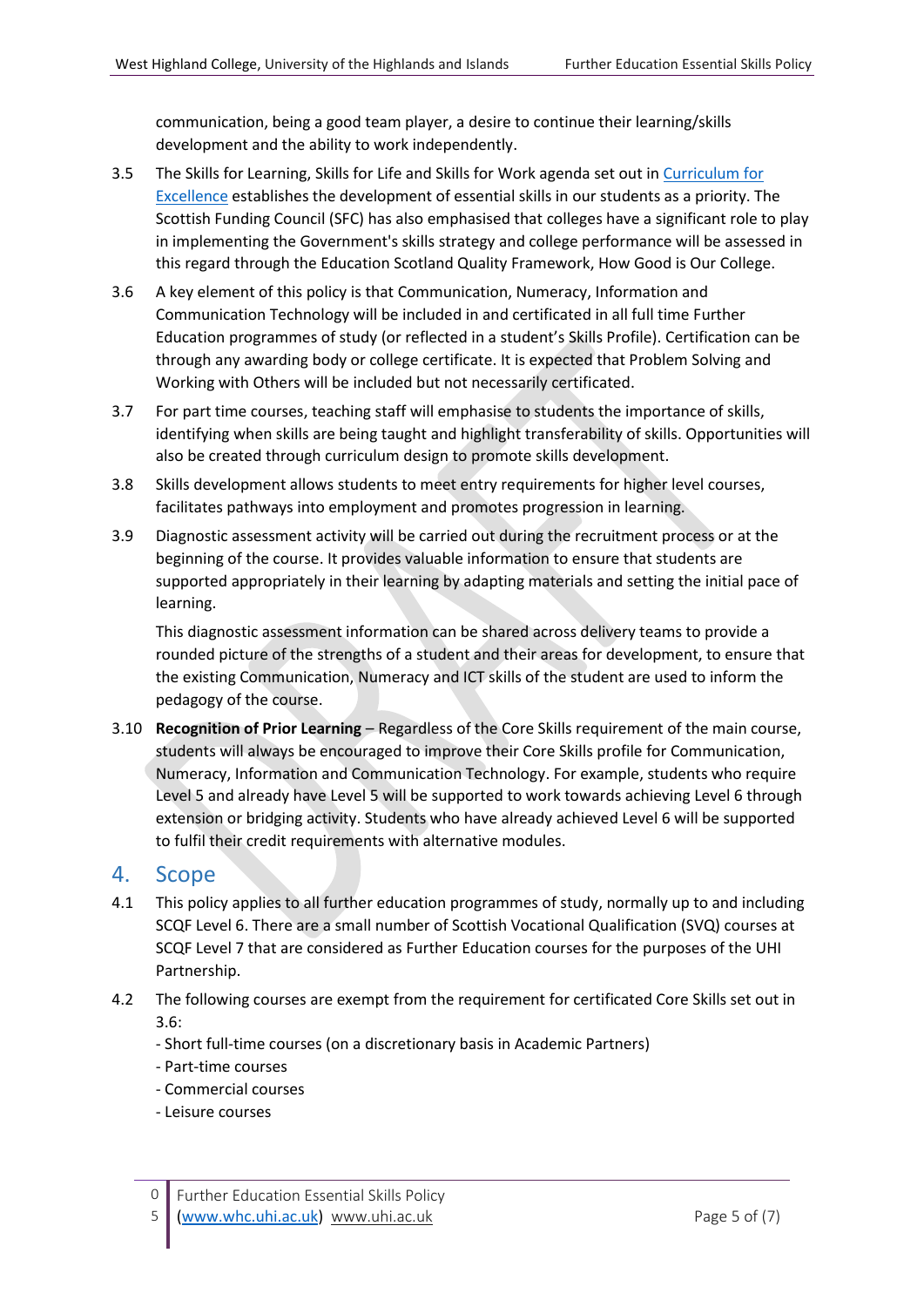communication, being a good team player, a desire to continue their learning/skills development and the ability to work independently.

3.5 The Skills for Learning, Skills for Life and Skills for Work agenda set out in [Curriculum for Excellence] establishes the development of essential skills in our students as a priority. The Scottish Funding Council (SFC) has also emphasised that colleges have a significant role to play in implementing the Government's skills strategy and college performance will be assessed in this regard through the Education Scotland Quality Framework, How Good is Our College.

3.6 A key element of this policy is that Communication, Numeracy, Information and Communication Technology will be included in and certificated in all full time Further Education programmes of study (or reflected in a student's Skills Profile). Certification can be through any awarding body or college certificate. It is expected that Problem Solving and Working with Others will be included but not necessarily certificated.

3.7 For part time courses, teaching staff will emphasise to students the importance of skills, identifying when skills are being taught and highlight transferability of skills. Opportunities will also be created through curriculum design to promote skills development.

3.8 Skills development allows students to meet entry requirements for higher level courses, facilitates pathways into employment and promotes progression in learning.

3.9 Diagnostic assessment activity will be carried out during the recruitment process or at the beginning of the course. It provides valuable information to ensure that students are supported appropriately in their learning by adapting materials and setting the initial pace of learning.

This diagnostic assessment information can be shared across delivery teams to provide a rounded picture of the strengths of a student and their areas for development, to ensure that the existing Communication, Numeracy and ICT skills of the student are used to inform the pedagogy of the course.

3.10 **Recognition of Prior Learning** – Regardless of the Core Skills requirement of the main course, students will always be encouraged to improve their Core Skills profile for Communication, Numeracy, Information and Communication Technology. For example, students who require Level 5 and already have Level 5 will be supported to work towards achieving Level 6 through extension or bridging activity. Students who have already achieved Level 6 will be supported to fulfil their credit requirements with alternative modules.

## 4. Scope

4.1 This policy applies to all further education programmes of study, normally up to and including SCQF Level 6. There are a small number of Scottish Vocational Qualification (SVQ) courses at SCQF Level 7 that are considered as Further Education courses for the purposes of the UHI Partnership.

4.2 The following courses are exempt from the requirement for certificated Core Skills set out in 3.6:

- Short full-time courses (on a discretionary basis in Academic Partners)
- Part-time courses
- Commercial courses
- Leisure courses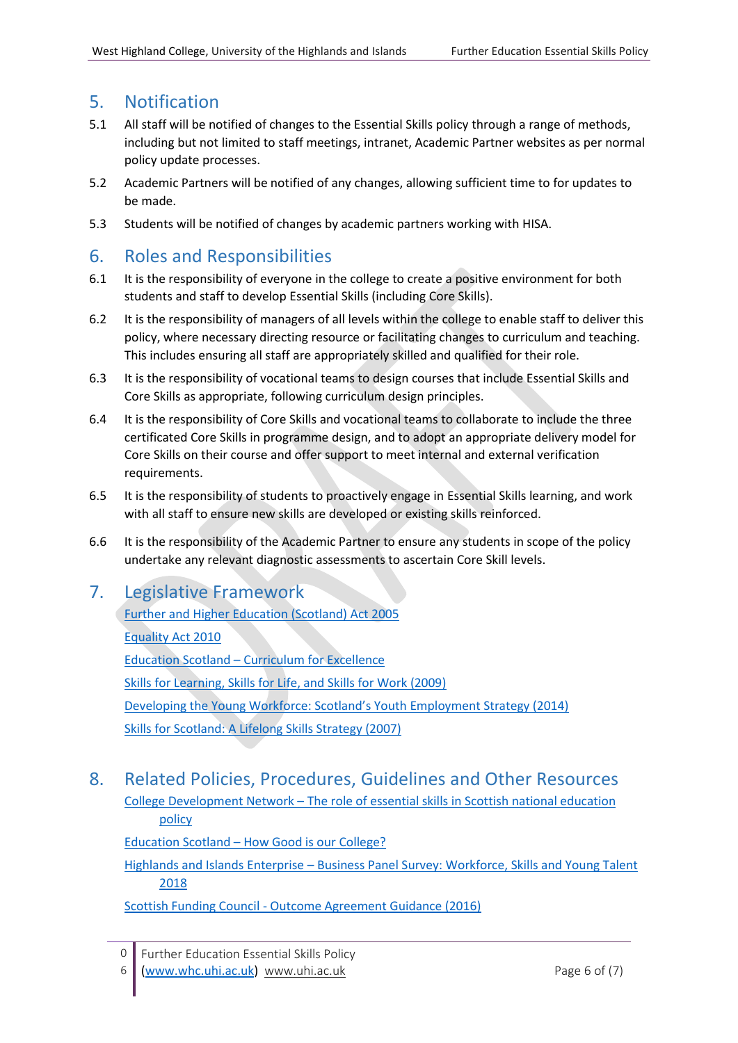## 5. Notification

5.1 All staff will be notified of changes to the Essential Skills policy through a range of methods, including but not limited to staff meetings, intranet, Academic Partner websites as per normal policy update processes.

5.2 Academic Partners will be notified of any changes, allowing sufficient time to for updates to be made.

5.3 Students will be notified of changes by academic partners working with HISA.

## 6. Roles and Responsibilities

6.1 It is the responsibility of everyone in the college to create a positive environment for both students and staff to develop Essential Skills (including Core Skills).

6.2 It is the responsibility of managers of all levels within the college to enable staff to deliver this policy, where necessary directing resource or facilitating changes to curriculum and teaching. This includes ensuring all staff are appropriately skilled and qualified for their role.

6.3 It is the responsibility of vocational teams to design courses that include Essential Skills and Core Skills as appropriate, following curriculum design principles.

6.4 It is the responsibility of Core Skills and vocational teams to collaborate to include the three certificated Core Skills in programme design, and to adopt an appropriate delivery model for Core Skills on their course and offer support to meet internal and external verification requirements.

6.5 It is the responsibility of students to proactively engage in Essential Skills learning, and work with all staff to ensure new skills are developed or existing skills reinforced.

6.6 It is the responsibility of the Academic Partner to ensure any students in scope of the policy undertake any relevant diagnostic assessments to ascertain Core Skill levels.

## 7. Legislative Framework

Further and Higher Education (Scotland) Act 2005

Equality Act 2010

Education Scotland – Curriculum for Excellence

Skills for Learning, Skills for Life, and Skills for Work (2009)

Developing the Young Workforce: Scotland's Youth Employment Strategy (2014)

Skills for Scotland: A Lifelong Skills Strategy (2007)

## 8. Related Policies, Procedures, Guidelines and Other Resources

College Development Network – The role of essential skills in Scottish national education policy

Education Scotland – How Good is our College?

Highlands and Islands Enterprise – Business Panel Survey: Workforce, Skills and Young Talent 2018

Scottish Funding Council - Outcome Agreement Guidance (2016)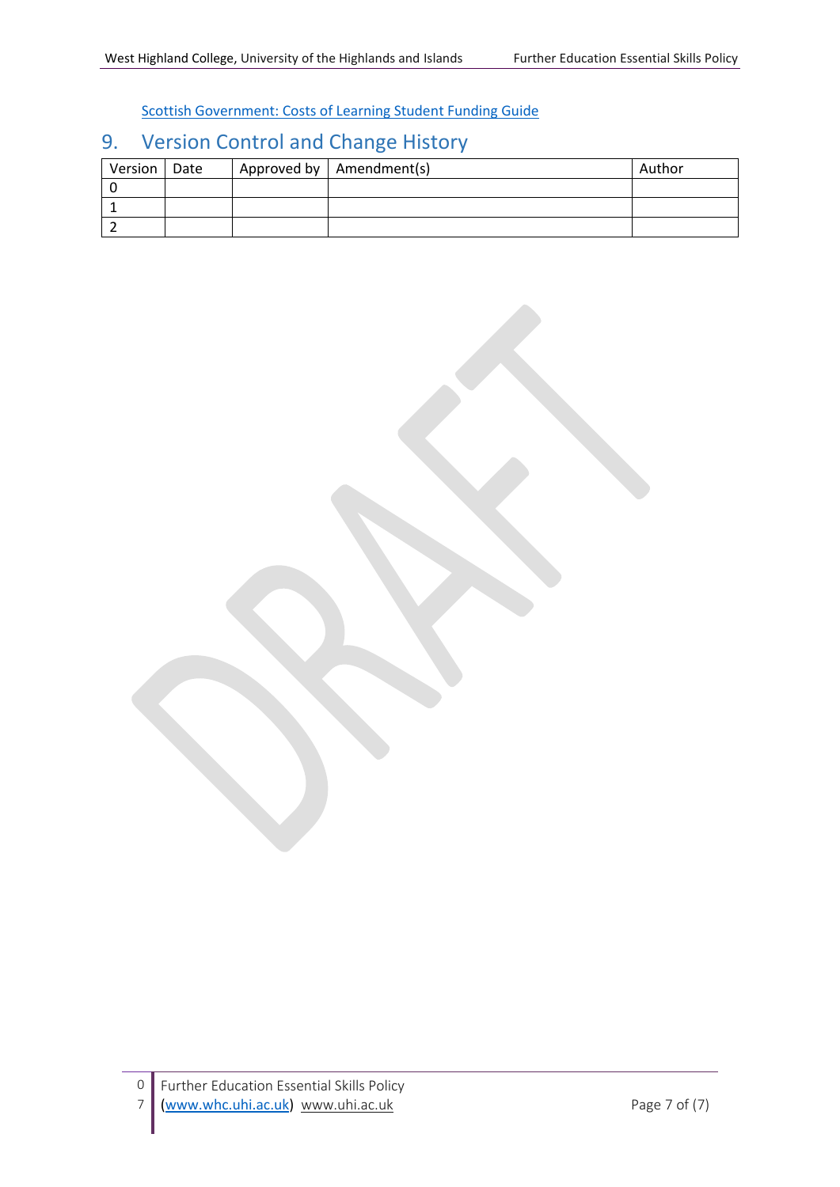[Scottish Government: Costs of Learning Student Funding Guide]

## 9. Version Control and Change History

| Version | Date | Approved by | Amendment(s) | Author |
|---|---|---|---|---|
| 0 | | | | |
| 1 | | | | |
| 2 | | | | |